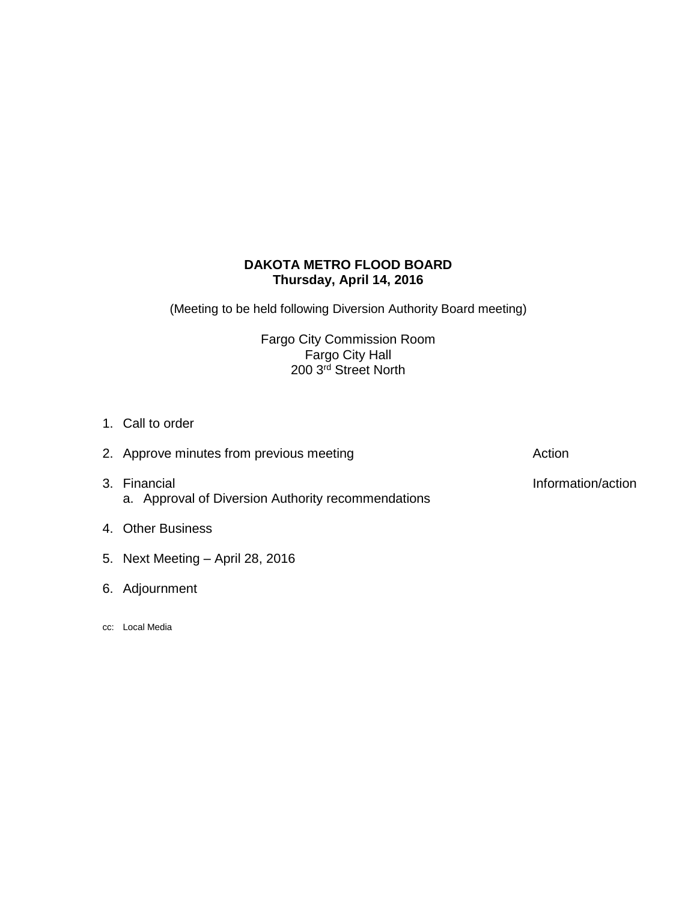**DAKOTA METRO FLOOD BOARD**
**Thursday, April 14, 2016**

(Meeting to be held following Diversion Authority Board meeting)

Fargo City Commission Room
Fargo City Hall
200 3rd Street North

1. Call to order
2. Approve minutes from previous meeting — Action
3. Financial — Information/action
   a. Approval of Diversion Authority recommendations
4. Other Business
5. Next Meeting – April 28, 2016
6. Adjournment

cc: Local Media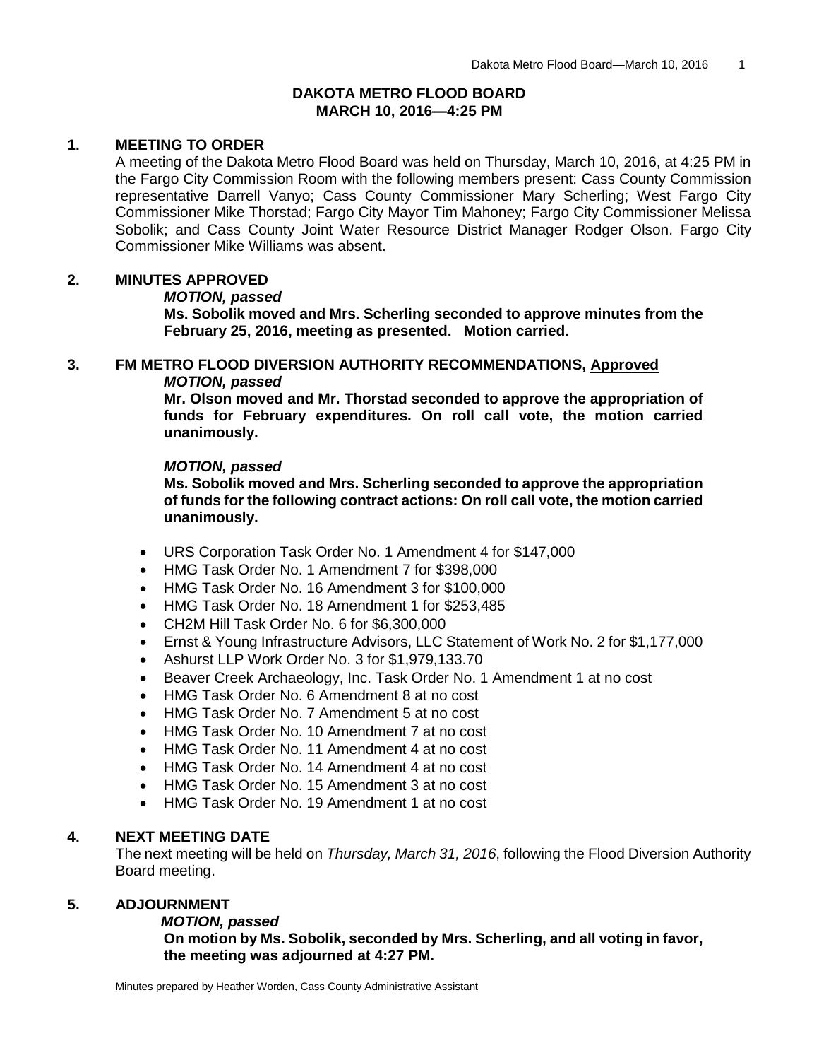# DAKOTA METRO FLOOD BOARD
## MARCH 10, 2016—4:25 PM

### 1. MEETING TO ORDER

A meeting of the Dakota Metro Flood Board was held on Thursday, March 10, 2016, at 4:25 PM in the Fargo City Commission Room with the following members present: Cass County Commission representative Darrell Vanyo; Cass County Commissioner Mary Scherling; West Fargo City Commissioner Mike Thorstad; Fargo City Mayor Tim Mahoney; Fargo City Commissioner Melissa Sobolik; and Cass County Joint Water Resource District Manager Rodger Olson. Fargo City Commissioner Mike Williams was absent.

### 2. MINUTES APPROVED

***MOTION, passed***

**Ms. Sobolik moved and Mrs. Scherling seconded to approve minutes from the February 25, 2016, meeting as presented. Motion carried.**

### 3. FM METRO FLOOD DIVERSION AUTHORITY RECOMMENDATIONS, Approved

***MOTION, passed***

**Mr. Olson moved and Mr. Thorstad seconded to approve the appropriation of funds for February expenditures. On roll call vote, the motion carried unanimously.**

***MOTION, passed***

**Ms. Sobolik moved and Mrs. Scherling seconded to approve the appropriation of funds for the following contract actions: On roll call vote, the motion carried unanimously.**

- URS Corporation Task Order No. 1 Amendment 4 for $147,000
- HMG Task Order No. 1 Amendment 7 for $398,000
- HMG Task Order No. 16 Amendment 3 for $100,000
- HMG Task Order No. 18 Amendment 1 for $253,485
- CH2M Hill Task Order No. 6 for $6,300,000
- Ernst & Young Infrastructure Advisors, LLC Statement of Work No. 2 for $1,177,000
- Ashurst LLP Work Order No. 3 for $1,979,133.70
- Beaver Creek Archaeology, Inc. Task Order No. 1 Amendment 1 at no cost
- HMG Task Order No. 6 Amendment 8 at no cost
- HMG Task Order No. 7 Amendment 5 at no cost
- HMG Task Order No. 10 Amendment 7 at no cost
- HMG Task Order No. 11 Amendment 4 at no cost
- HMG Task Order No. 14 Amendment 4 at no cost
- HMG Task Order No. 15 Amendment 3 at no cost
- HMG Task Order No. 19 Amendment 1 at no cost

### 4. NEXT MEETING DATE

The next meeting will be held on *Thursday, March 31, 2016*, following the Flood Diversion Authority Board meeting.

### 5. ADJOURNMENT

***MOTION, passed***

**On motion by Ms. Sobolik, seconded by Mrs. Scherling, and all voting in favor, the meeting was adjourned at 4:27 PM.**

Minutes prepared by Heather Worden, Cass County Administrative Assistant